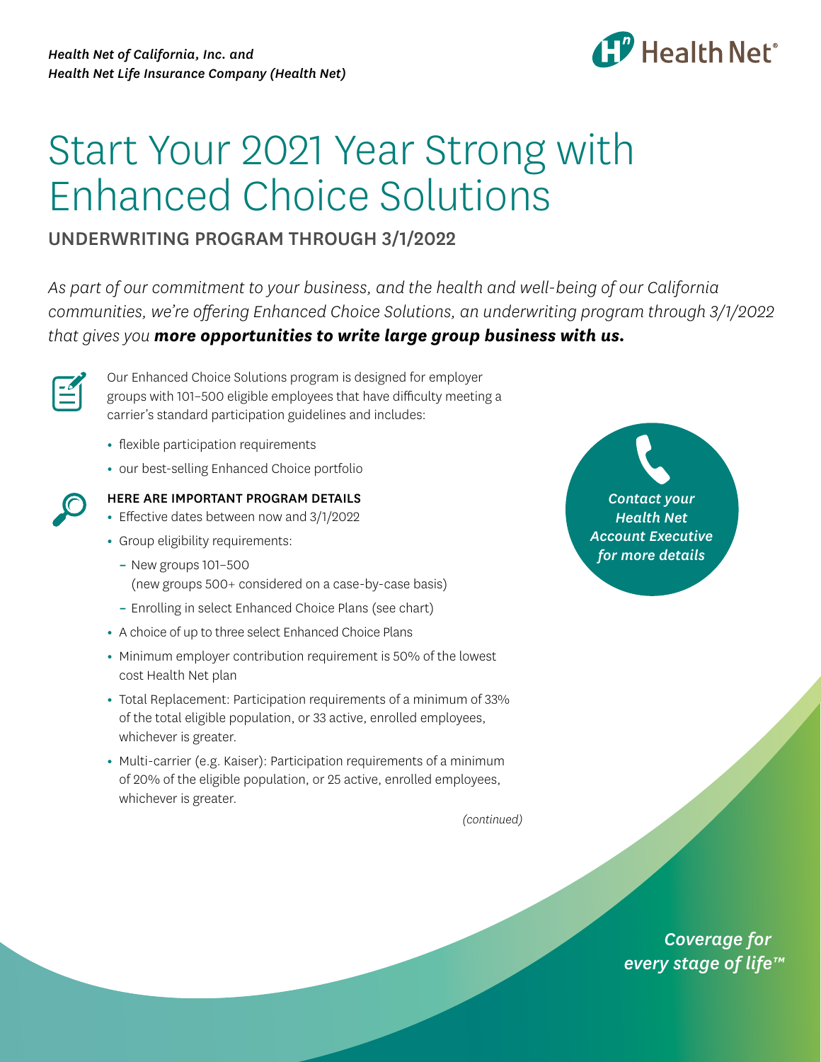*Health Net of California, Inc. and*
*Health Net Life Insurance Company (Health Net)*

Health Net®

# Start Your 2021 Year Strong with Enhanced Choice Solutions

## UNDERWRITING PROGRAM THROUGH 3/1/2022

*As part of our commitment to your business, and the health and well-being of our California communities, we're offering Enhanced Choice Solutions, an underwriting program through 3/1/2022 that gives you **more opportunities to write large group business with us.***

Our Enhanced Choice Solutions program is designed for employer groups with 101–500 eligible employees that have difficulty meeting a carrier's standard participation guidelines and includes:

- flexible participation requirements
- our best-selling Enhanced Choice portfolio

### HERE ARE IMPORTANT PROGRAM DETAILS

- Effective dates between now and 3/1/2022
- Group eligibility requirements:
  - New groups 101–500 (new groups 500+ considered on a case-by-case basis)
  - Enrolling in select Enhanced Choice Plans (see chart)
- A choice of up to three select Enhanced Choice Plans
- Minimum employer contribution requirement is 50% of the lowest cost Health Net plan
- Total Replacement: Participation requirements of a minimum of 33% of the total eligible population, or 33 active, enrolled employees, whichever is greater.
- Multi-carrier (e.g. Kaiser): Participation requirements of a minimum of 20% of the eligible population, or 25 active, enrolled employees, whichever is greater.

*(continued)*

***Contact your Health Net Account Executive for more details***

*Coverage for every stage of life™*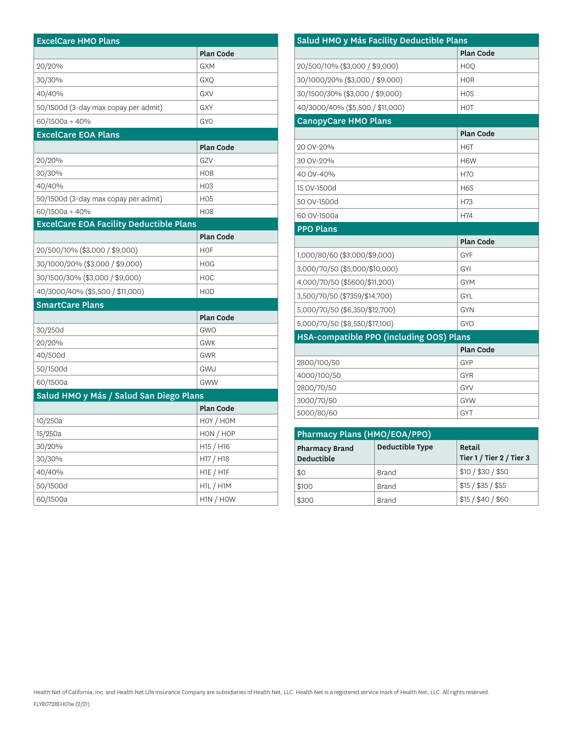| ExcelCare HMO Plans | |
| --- | --- |
| | Plan Code |
| 20/20% | GXM |
| 30/30% | GXQ |
| 40/40% | GXV |
| 50/1500d (3-day max copay per admit) | GXY |
| 60/1500a + 40% | GY0 |

| ExcelCare EOA Plans | |
| --- | --- |
| | Plan Code |
| 20/20% | GZV |
| 30/30% | H0B |
| 40/40% | H03 |
| 50/1500d (3-day max copay per admit) | H05 |
| 60/1500a + 40% | H08 |

| ExcelCare EOA Facility Deductible Plans | |
| --- | --- |
| | Plan Code |
| 20/500/10% ($3,000 / $9,000) | H0F |
| 30/1000/20% ($3,000 / $9,000) | H0G |
| 30/1500/30% ($3,000 / $9,000) | H0C |
| 40/3000/40% ($5,500 / $11,000) | H0D |

| SmartCare Plans | |
| --- | --- |
| | Plan Code |
| 30/250d | GWO |
| 20/20% | GWK |
| 40/500d | GWR |
| 50/1500d | GWU |
| 60/1500a | GWW |

| Salud HMO y Más / Salud San Diego Plans | |
| --- | --- |
| | Plan Code |
| 10/250a | H0Y / H0M |
| 15/250a | H0N / H0P |
| 30/20% | H15 / H16 |
| 30/30% | H17 / H18 |
| 40/40% | H1E / H1F |
| 50/1500d | H1L / H1M |
| 60/1500a | H1N / H0W |

| Salud HMO y Más Facility Deductible Plans | |
| --- | --- |
| | Plan Code |
| 20/500/10% ($3,000 / $9,000) | H0Q |
| 30/1000/20% ($3,000 / $9,000) | H0R |
| 30/1500/30% ($3,000 / $9,000) | H0S |
| 40/3000/40% ($5,500 / $11,000) | H0T |

| CanopyCare HMO Plans | |
| --- | --- |
| | Plan Code |
| 20 OV-20% | H6T |
| 30 OV-20% | H6W |
| 40 OV-40% | H70 |
| 15 OV-1500d | H6S |
| 50 OV-1500d | H73 |
| 60 OV-1500a | H74 |

| PPO Plans | |
| --- | --- |
| | Plan Code |
| 1,000/80/60 ($3,000/$9,000) | GYF |
| 3,000/70/50 ($5,000/$10,000) | GYI |
| 4,000/70/50 ($5600/$11,200) | GYM |
| 3,500/70/50 ($7359/$14,700) | GYL |
| 5,000/70/50 ($6,350/$12,700) | GYN |
| 5,000/70/50 ($8,550/$17,100) | GYO |

| HSA-compatible PPO (including OOS) Plans | |
| --- | --- |
| | Plan Code |
| 2800/100/50 | GYP |
| 4000/100/50 | GYR |
| 2800/70/50 | GYV |
| 3000/70/50 | GYW |
| 5000/80/60 | GYT |

| Pharmacy Plans (HMO/EOA/PPO) | | |
| --- | --- | --- |
| Pharmacy Brand Deductible | Deductible Type | Retail Tier 1 / Tier 2 / Tier 3 |
| $0 | Brand | $10 / $30 / $50 |
| $100 | Brand | $15 / $35 / $55 |
| $300 | Brand | $15 / $40 / $60 |

Health Net of California, Inc. and Health Net Life Insurance Company are subsidiaries of Health Net, LLC. Health Net is a registered service mark of Health Net, LLC. All rights reserved.

FLY80728EH01w (2/21)